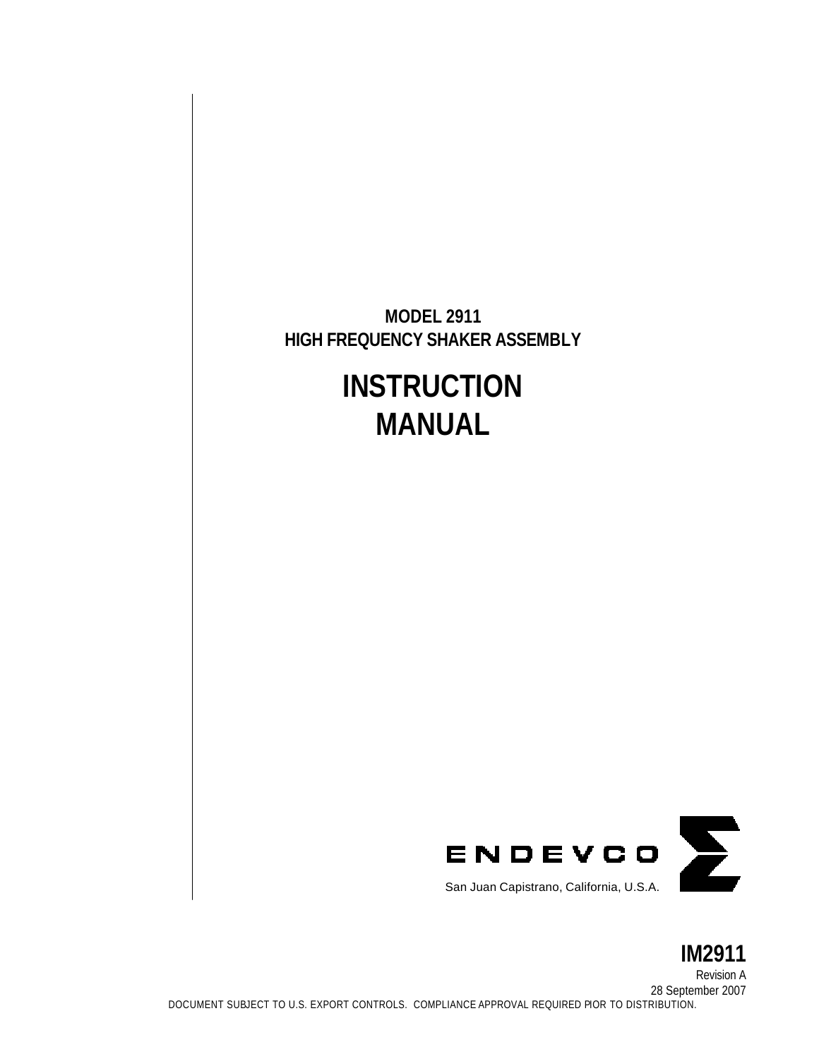**MODEL 2911**
**HIGH FREQUENCY SHAKER ASSEMBLY**

# INSTRUCTION MANUAL

ENDEVCO

San Juan Capistrano, California, U.S.A.

**IM2911**

Revision A

28 September 2007

DOCUMENT SUBJECT TO U.S. EXPORT CONTROLS. COMPLIANCE APPROVAL REQUIRED PIOR TO DISTRIBUTION.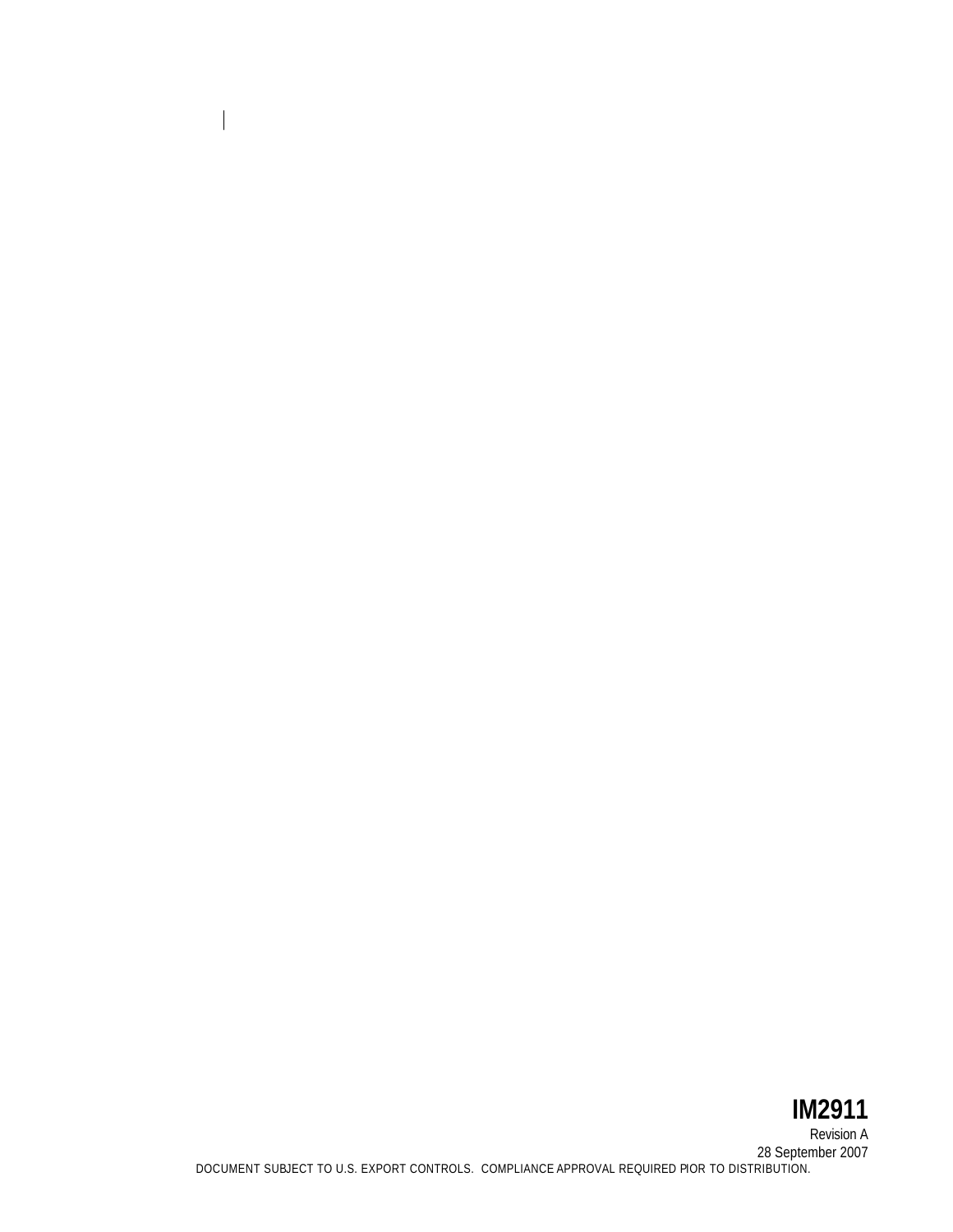**IM2911**

Revision A

28 September 2007

DOCUMENT SUBJECT TO U.S. EXPORT CONTROLS. COMPLIANCE APPROVAL REQUIRED PIOR TO DISTRIBUTION.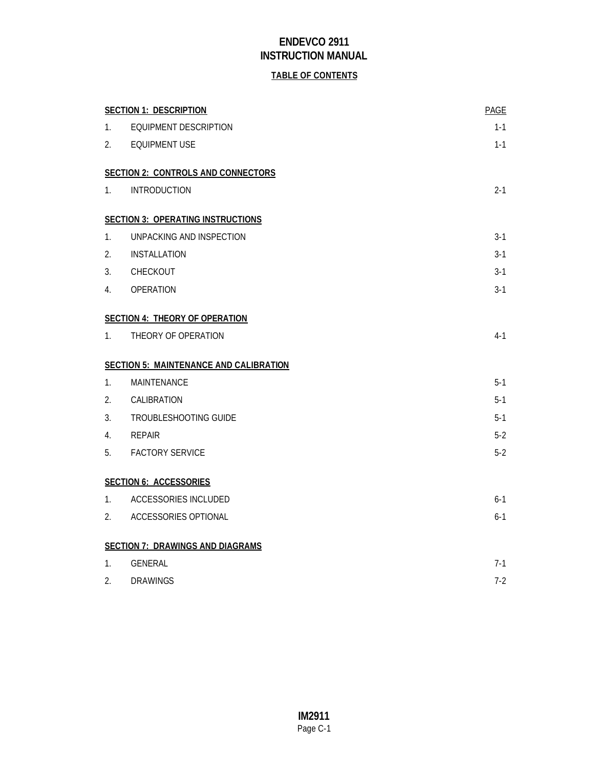# ENDEVCO 2911
# INSTRUCTION MANUAL

## TABLE OF CONTENTS

| SECTION 1: DESCRIPTION | | PAGE |
|---|---|---|
| 1. | EQUIPMENT DESCRIPTION | 1-1 |
| 2. | EQUIPMENT USE | 1-1 |
| **SECTION 2: CONTROLS AND CONNECTORS** | | |
| 1. | INTRODUCTION | 2-1 |
| **SECTION 3: OPERATING INSTRUCTIONS** | | |
| 1. | UNPACKING AND INSPECTION | 3-1 |
| 2. | INSTALLATION | 3-1 |
| 3. | CHECKOUT | 3-1 |
| 4. | OPERATION | 3-1 |
| **SECTION 4: THEORY OF OPERATION** | | |
| 1. | THEORY OF OPERATION | 4-1 |
| **SECTION 5: MAINTENANCE AND CALIBRATION** | | |
| 1. | MAINTENANCE | 5-1 |
| 2. | CALIBRATION | 5-1 |
| 3. | TROUBLESHOOTING GUIDE | 5-1 |
| 4. | REPAIR | 5-2 |
| 5. | FACTORY SERVICE | 5-2 |
| **SECTION 6: ACCESSORIES** | | |
| 1. | ACCESSORIES INCLUDED | 6-1 |
| 2. | ACCESSORIES OPTIONAL | 6-1 |
| **SECTION 7: DRAWINGS AND DIAGRAMS** | | |
| 1. | GENERAL | 7-1 |
| 2. | DRAWINGS | 7-2 |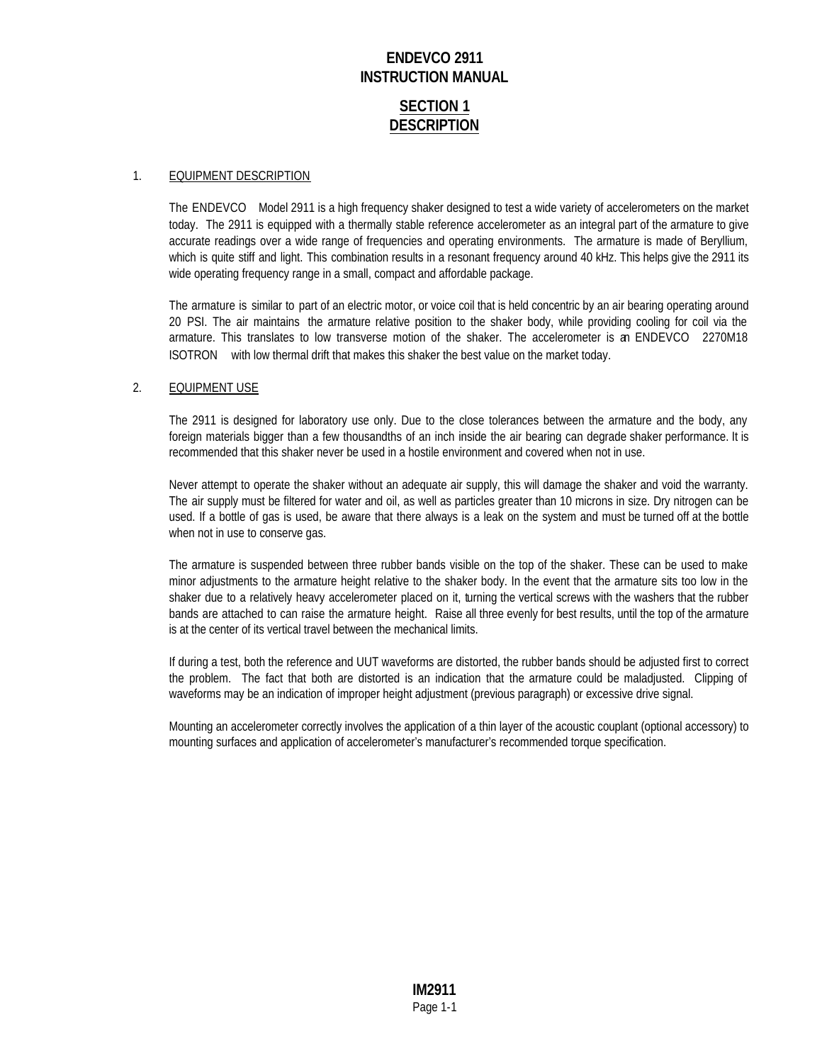# ENDEVCO 2911
# INSTRUCTION MANUAL

## SECTION 1
## DESCRIPTION

1. EQUIPMENT DESCRIPTION

The ENDEVCO  Model 2911 is a high frequency shaker designed to test a wide variety of accelerometers on the market today. The 2911 is equipped with a thermally stable reference accelerometer as an integral part of the armature to give accurate readings over a wide range of frequencies and operating environments. The armature is made of Beryllium, which is quite stiff and light. This combination results in a resonant frequency around 40 kHz. This helps give the 2911 its wide operating frequency range in a small, compact and affordable package.

The armature is similar to part of an electric motor, or voice coil that is held concentric by an air bearing operating around 20 PSI. The air maintains the armature relative position to the shaker body, while providing cooling for coil via the armature. This translates to low transverse motion of the shaker. The accelerometer is an ENDEVCO  2270M18 ISOTRON  with low thermal drift that makes this shaker the best value on the market today.

2. EQUIPMENT USE

The 2911 is designed for laboratory use only. Due to the close tolerances between the armature and the body, any foreign materials bigger than a few thousandths of an inch inside the air bearing can degrade shaker performance. It is recommended that this shaker never be used in a hostile environment and covered when not in use.

Never attempt to operate the shaker without an adequate air supply, this will damage the shaker and void the warranty. The air supply must be filtered for water and oil, as well as particles greater than 10 microns in size. Dry nitrogen can be used. If a bottle of gas is used, be aware that there always is a leak on the system and must be turned off at the bottle when not in use to conserve gas.

The armature is suspended between three rubber bands visible on the top of the shaker. These can be used to make minor adjustments to the armature height relative to the shaker body. In the event that the armature sits too low in the shaker due to a relatively heavy accelerometer placed on it, turning the vertical screws with the washers that the rubber bands are attached to can raise the armature height. Raise all three evenly for best results, until the top of the armature is at the center of its vertical travel between the mechanical limits.

If during a test, both the reference and UUT waveforms are distorted, the rubber bands should be adjusted first to correct the problem. The fact that both are distorted is an indication that the armature could be maladjusted. Clipping of waveforms may be an indication of improper height adjustment (previous paragraph) or excessive drive signal.

Mounting an accelerometer correctly involves the application of a thin layer of the acoustic couplant (optional accessory) to mounting surfaces and application of accelerometer's manufacturer's recommended torque specification.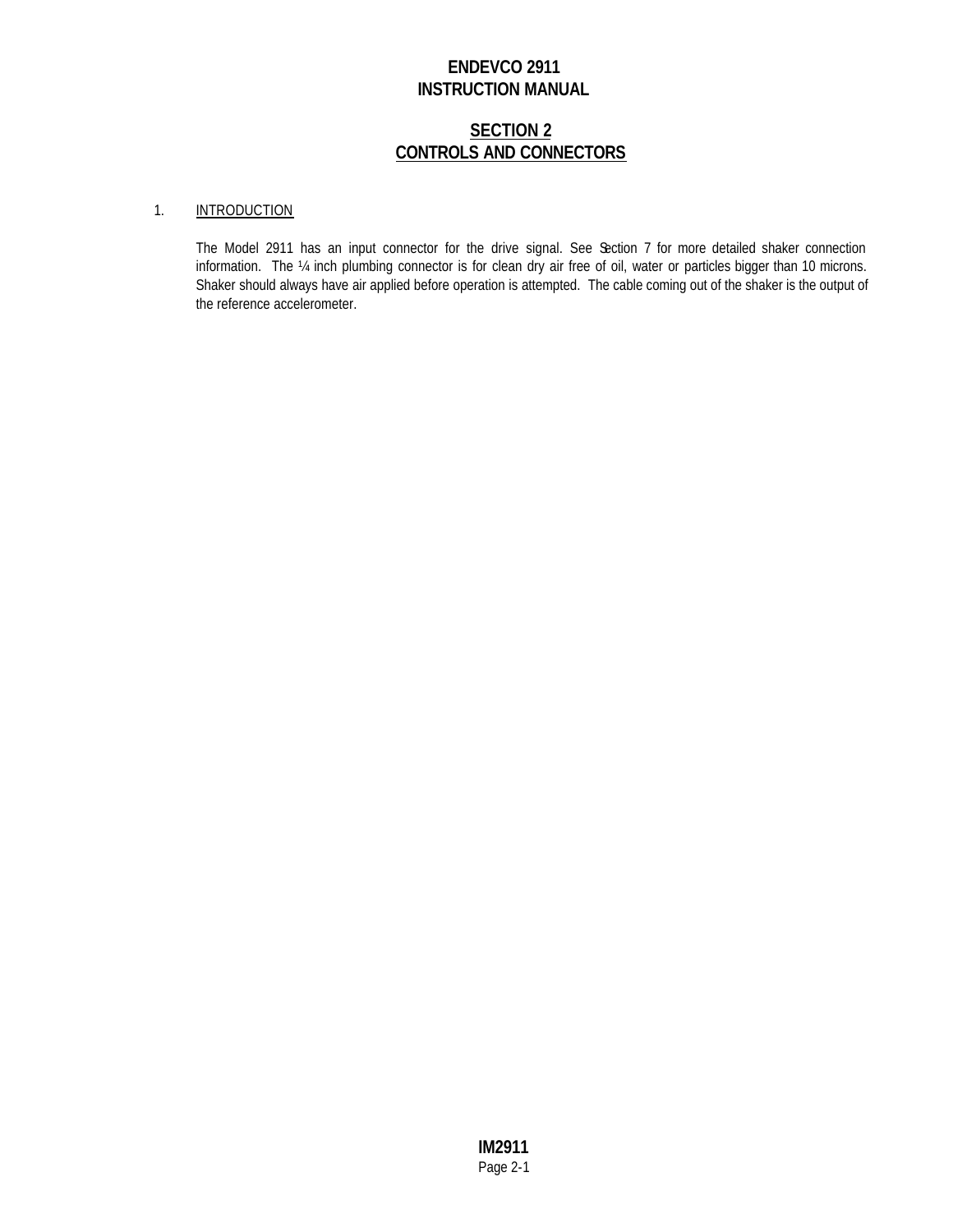# SECTION 2
# CONTROLS AND CONNECTORS

1. INTRODUCTION

The Model 2911 has an input connector for the drive signal. See Section 7 for more detailed shaker connection information. The ¼ inch plumbing connector is for clean dry air free of oil, water or particles bigger than 10 microns. Shaker should always have air applied before operation is attempted. The cable coming out of the shaker is the output of the reference accelerometer.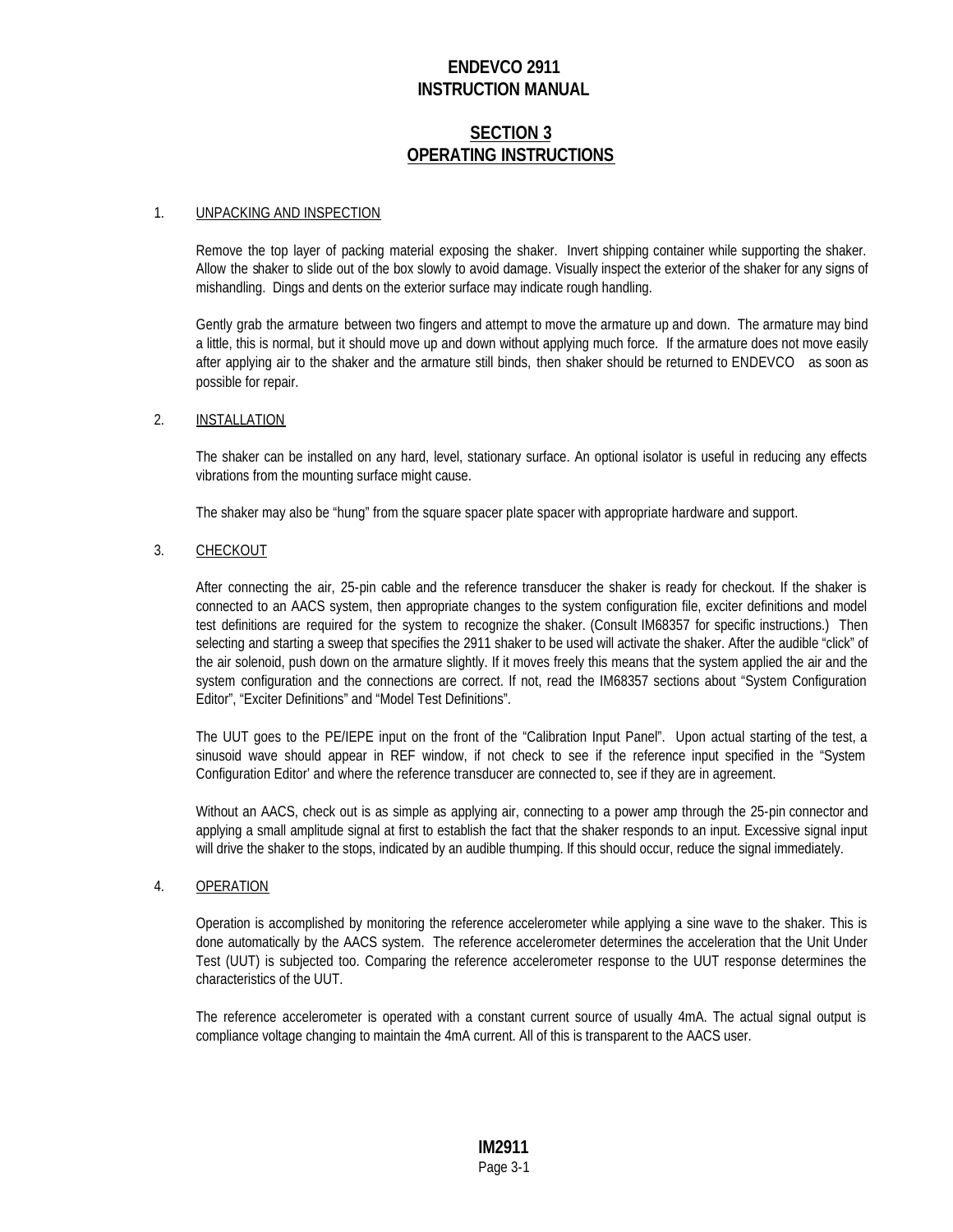# ENDEVCO 2911
# INSTRUCTION MANUAL

## SECTION 3
## OPERATING INSTRUCTIONS

### 1. UNPACKING AND INSPECTION

Remove the top layer of packing material exposing the shaker. Invert shipping container while supporting the shaker. Allow the shaker to slide out of the box slowly to avoid damage. Visually inspect the exterior of the shaker for any signs of mishandling. Dings and dents on the exterior surface may indicate rough handling.

Gently grab the armature between two fingers and attempt to move the armature up and down. The armature may bind a little, this is normal, but it should move up and down without applying much force. If the armature does not move easily after applying air to the shaker and the armature still binds, then shaker should be returned to ENDEVCO as soon as possible for repair.

### 2. INSTALLATION

The shaker can be installed on any hard, level, stationary surface. An optional isolator is useful in reducing any effects vibrations from the mounting surface might cause.

The shaker may also be "hung" from the square spacer plate spacer with appropriate hardware and support.

### 3. CHECKOUT

After connecting the air, 25-pin cable and the reference transducer the shaker is ready for checkout. If the shaker is connected to an AACS system, then appropriate changes to the system configuration file, exciter definitions and model test definitions are required for the system to recognize the shaker. (Consult IM68357 for specific instructions.) Then selecting and starting a sweep that specifies the 2911 shaker to be used will activate the shaker. After the audible "click" of the air solenoid, push down on the armature slightly. If it moves freely this means that the system applied the air and the system configuration and the connections are correct. If not, read the IM68357 sections about "System Configuration Editor", "Exciter Definitions" and "Model Test Definitions".

The UUT goes to the PE/IEPE input on the front of the "Calibration Input Panel". Upon actual starting of the test, a sinusoid wave should appear in REF window, if not check to see if the reference input specified in the "System Configuration Editor' and where the reference transducer are connected to, see if they are in agreement.

Without an AACS, check out is as simple as applying air, connecting to a power amp through the 25-pin connector and applying a small amplitude signal at first to establish the fact that the shaker responds to an input. Excessive signal input will drive the shaker to the stops, indicated by an audible thumping. If this should occur, reduce the signal immediately.

### 4. OPERATION

Operation is accomplished by monitoring the reference accelerometer while applying a sine wave to the shaker. This is done automatically by the AACS system. The reference accelerometer determines the acceleration that the Unit Under Test (UUT) is subjected too. Comparing the reference accelerometer response to the UUT response determines the characteristics of the UUT.

The reference accelerometer is operated with a constant current source of usually 4mA. The actual signal output is compliance voltage changing to maintain the 4mA current. All of this is transparent to the AACS user.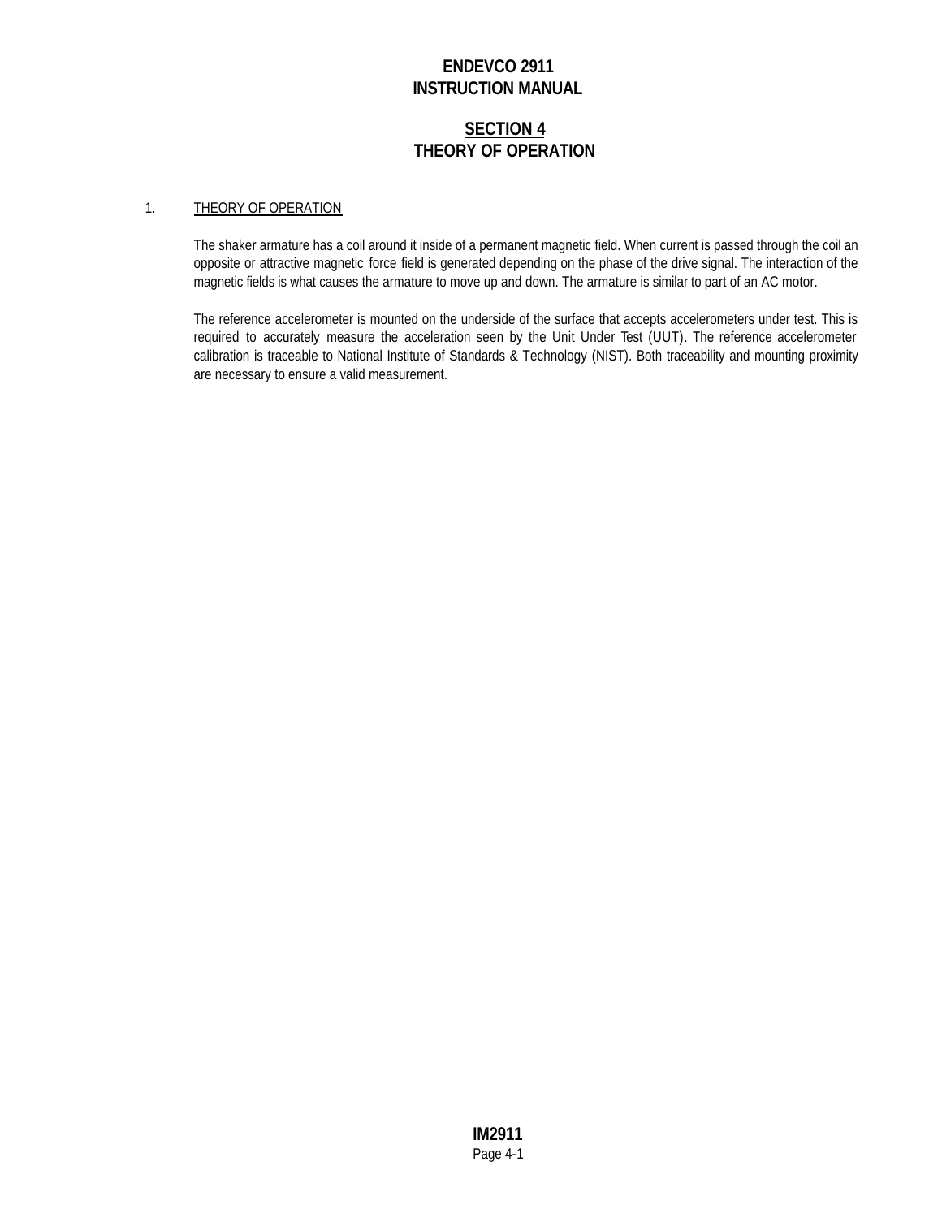# SECTION 4
# THEORY OF OPERATION

## 1. THEORY OF OPERATION

The shaker armature has a coil around it inside of a permanent magnetic field. When current is passed through the coil an opposite or attractive magnetic force field is generated depending on the phase of the drive signal. The interaction of the magnetic fields is what causes the armature to move up and down. The armature is similar to part of an AC motor.

The reference accelerometer is mounted on the underside of the surface that accepts accelerometers under test. This is required to accurately measure the acceleration seen by the Unit Under Test (UUT). The reference accelerometer calibration is traceable to National Institute of Standards & Technology (NIST). Both traceability and mounting proximity are necessary to ensure a valid measurement.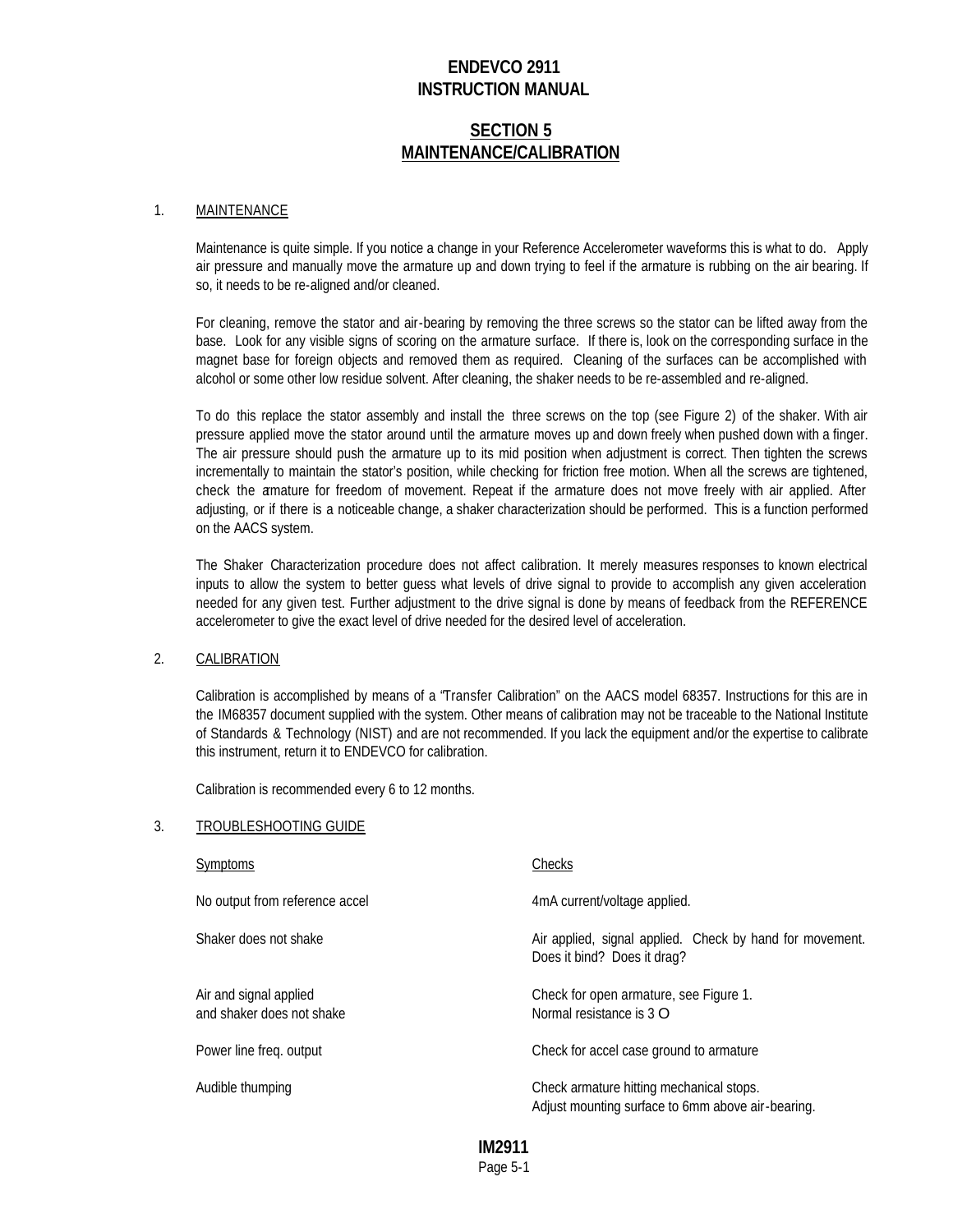# ENDEVCO 2911 INSTRUCTION MANUAL

## SECTION 5 MAINTENANCE/CALIBRATION

### 1. MAINTENANCE

Maintenance is quite simple. If you notice a change in your Reference Accelerometer waveforms this is what to do. Apply air pressure and manually move the armature up and down trying to feel if the armature is rubbing on the air bearing. If so, it needs to be re-aligned and/or cleaned.

For cleaning, remove the stator and air-bearing by removing the three screws so the stator can be lifted away from the base. Look for any visible signs of scoring on the armature surface. If there is, look on the corresponding surface in the magnet base for foreign objects and removed them as required. Cleaning of the surfaces can be accomplished with alcohol or some other low residue solvent. After cleaning, the shaker needs to be re-assembled and re-aligned.

To do this replace the stator assembly and install the three screws on the top (see Figure 2) of the shaker. With air pressure applied move the stator around until the armature moves up and down freely when pushed down with a finger. The air pressure should push the armature up to its mid position when adjustment is correct. Then tighten the screws incrementally to maintain the stator's position, while checking for friction free motion. When all the screws are tightened, check the armature for freedom of movement. Repeat if the armature does not move freely with air applied. After adjusting, or if there is a noticeable change, a shaker characterization should be performed. This is a function performed on the AACS system.

The Shaker Characterization procedure does not affect calibration. It merely measures responses to known electrical inputs to allow the system to better guess what levels of drive signal to provide to accomplish any given acceleration needed for any given test. Further adjustment to the drive signal is done by means of feedback from the REFERENCE accelerometer to give the exact level of drive needed for the desired level of acceleration.

### 2. CALIBRATION

Calibration is accomplished by means of a "Transfer Calibration" on the AACS model 68357. Instructions for this are in the IM68357 document supplied with the system. Other means of calibration may not be traceable to the National Institute of Standards & Technology (NIST) and are not recommended. If you lack the equipment and/or the expertise to calibrate this instrument, return it to ENDEVCO for calibration.

Calibration is recommended every 6 to 12 months.

### 3. TROUBLESHOOTING GUIDE

| Symptoms | Checks |
|---|---|
| No output from reference accel | 4mA current/voltage applied. |
| Shaker does not shake | Air applied, signal applied. Check by hand for movement. Does it bind? Does it drag? |
| Air and signal applied and shaker does not shake | Check for open armature, see Figure 1. Normal resistance is 3 Ω |
| Power line freq. output | Check for accel case ground to armature |
| Audible thumping | Check armature hitting mechanical stops. Adjust mounting surface to 6mm above air-bearing. |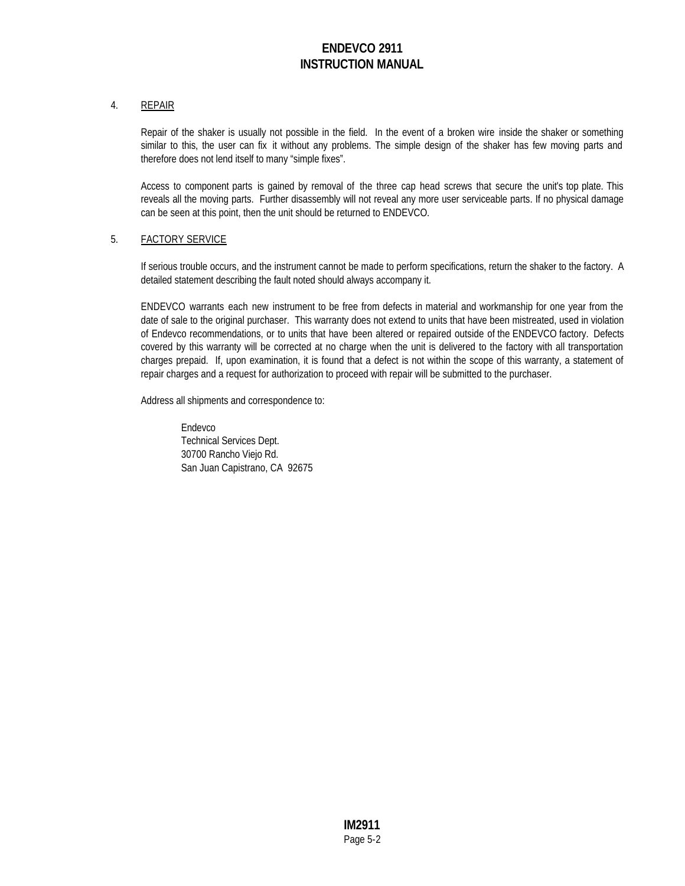## 4. REPAIR

Repair of the shaker is usually not possible in the field. In the event of a broken wire inside the shaker or something similar to this, the user can fix it without any problems. The simple design of the shaker has few moving parts and therefore does not lend itself to many "simple fixes".

Access to component parts is gained by removal of the three cap head screws that secure the unit's top plate. This reveals all the moving parts. Further disassembly will not reveal any more user serviceable parts. If no physical damage can be seen at this point, then the unit should be returned to ENDEVCO.

## 5. FACTORY SERVICE

If serious trouble occurs, and the instrument cannot be made to perform specifications, return the shaker to the factory. A detailed statement describing the fault noted should always accompany it.

ENDEVCO warrants each new instrument to be free from defects in material and workmanship for one year from the date of sale to the original purchaser. This warranty does not extend to units that have been mistreated, used in violation of Endevco recommendations, or to units that have been altered or repaired outside of the ENDEVCO factory. Defects covered by this warranty will be corrected at no charge when the unit is delivered to the factory with all transportation charges prepaid. If, upon examination, it is found that a defect is not within the scope of this warranty, a statement of repair charges and a request for authorization to proceed with repair will be submitted to the purchaser.

Address all shipments and correspondence to:

Endevco
Technical Services Dept.
30700 Rancho Viejo Rd.
San Juan Capistrano, CA 92675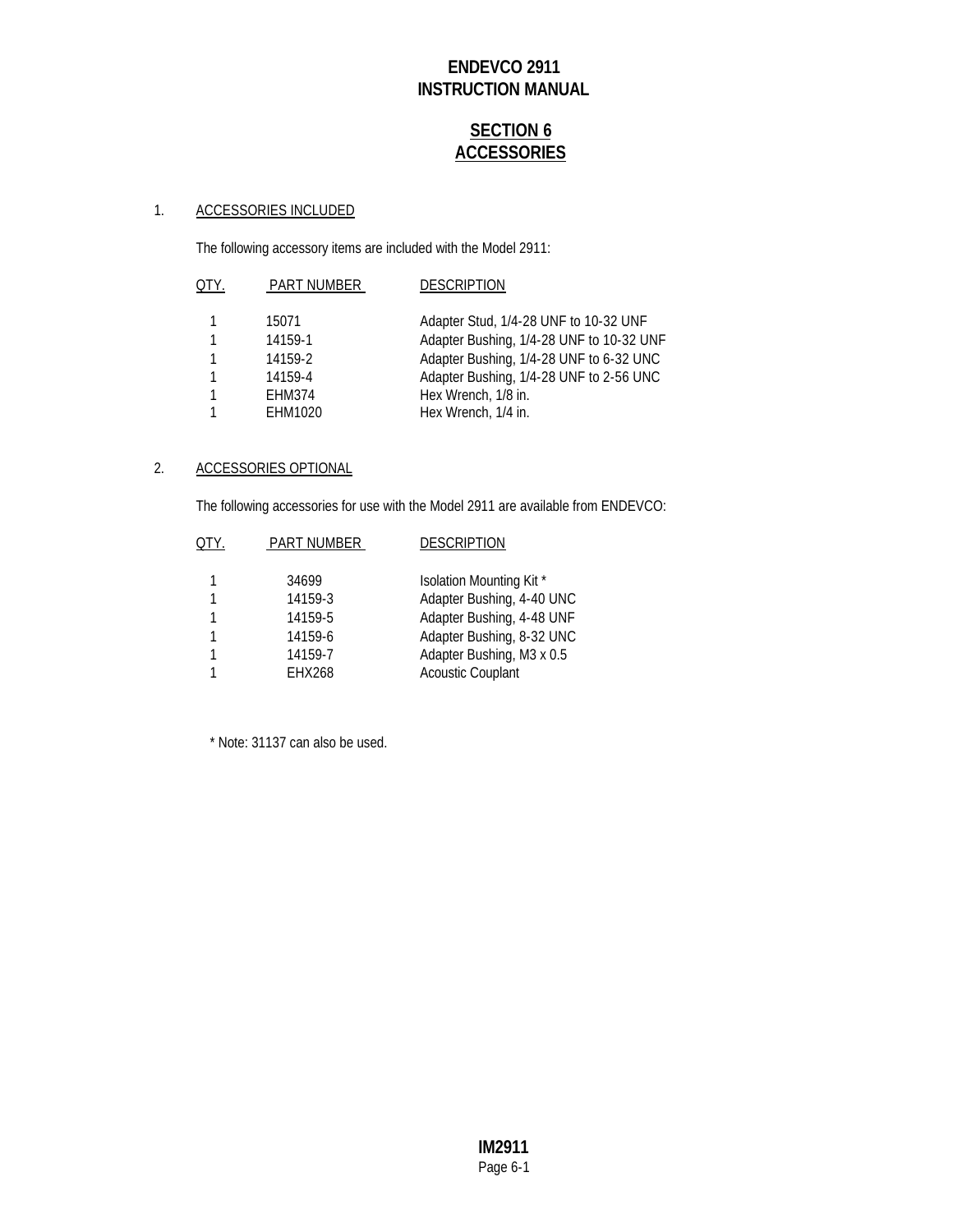# SECTION 6
# ACCESSORIES

## 1. ACCESSORIES INCLUDED

The following accessory items are included with the Model 2911:

| QTY. | PART NUMBER | DESCRIPTION |
|---|---|---|
| 1 | 15071 | Adapter Stud, 1/4-28 UNF to 10-32 UNF |
| 1 | 14159-1 | Adapter Bushing, 1/4-28 UNF to 10-32 UNF |
| 1 | 14159-2 | Adapter Bushing, 1/4-28 UNF to 6-32 UNC |
| 1 | 14159-4 | Adapter Bushing, 1/4-28 UNF to 2-56 UNC |
| 1 | EHM374 | Hex Wrench, 1/8 in. |
| 1 | EHM1020 | Hex Wrench, 1/4 in. |

## 2. ACCESSORIES OPTIONAL

The following accessories for use with the Model 2911 are available from ENDEVCO:

| QTY. | PART NUMBER | DESCRIPTION |
|---|---|---|
| 1 | 34699 | Isolation Mounting Kit * |
| 1 | 14159-3 | Adapter Bushing, 4-40 UNC |
| 1 | 14159-5 | Adapter Bushing, 4-48 UNF |
| 1 | 14159-6 | Adapter Bushing, 8-32 UNC |
| 1 | 14159-7 | Adapter Bushing, M3 x 0.5 |
| 1 | EHX268 | Acoustic Couplant |

* Note: 31137 can also be used.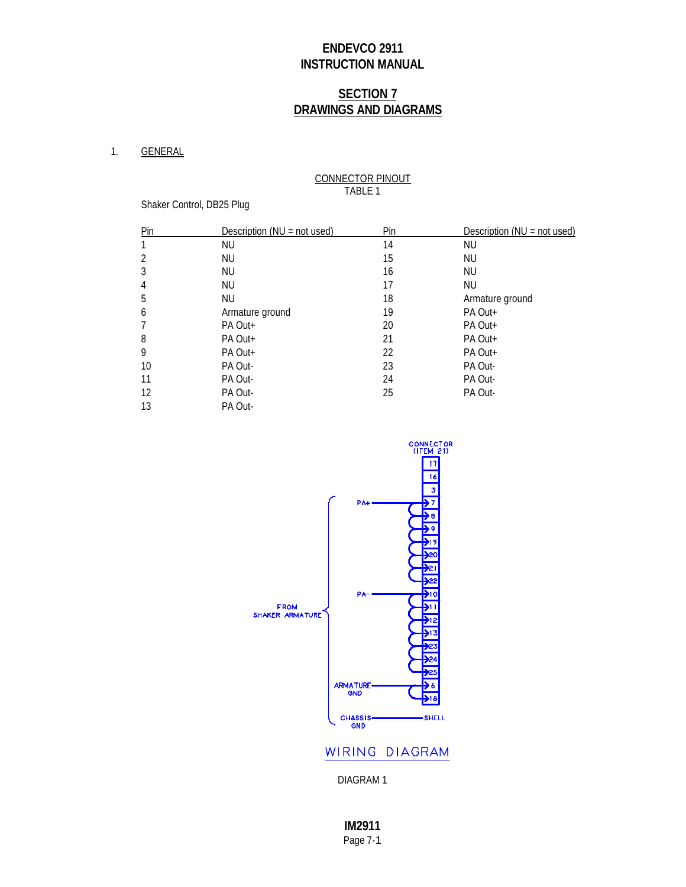# SECTION 7
# DRAWINGS AND DIAGRAMS

1. GENERAL

CONNECTOR PINOUT
TABLE 1

Shaker Control, DB25 Plug

| Pin | Description (NU = not used) | Pin | Description (NU = not used) |
|---|---|---|---|
| 1 | NU | 14 | NU |
| 2 | NU | 15 | NU |
| 3 | NU | 16 | NU |
| 4 | NU | 17 | NU |
| 5 | NU | 18 | Armature ground |
| 6 | Armature ground | 19 | PA Out+ |
| 7 | PA Out+ | 20 | PA Out+ |
| 8 | PA Out+ | 21 | PA Out+ |
| 9 | PA Out+ | 22 | PA Out+ |
| 10 | PA Out- | 23 | PA Out- |
| 11 | PA Out- | 24 | PA Out- |
| 12 | PA Out- | 25 | PA Out- |
| 13 | PA Out- | | |

CONNECTOR (ITEM 21)

FROM SHAKER ARMATURE

PA+ → 7, 8, 9, 19, 20, 21, 22

PA− → 10, 11, 12, 13, 23, 24, 25

ARMATURE GND → 6, 18

CHASSIS GND → SHELL

Unused positions shown: 17, 16, 3

WIRING DIAGRAM

DIAGRAM 1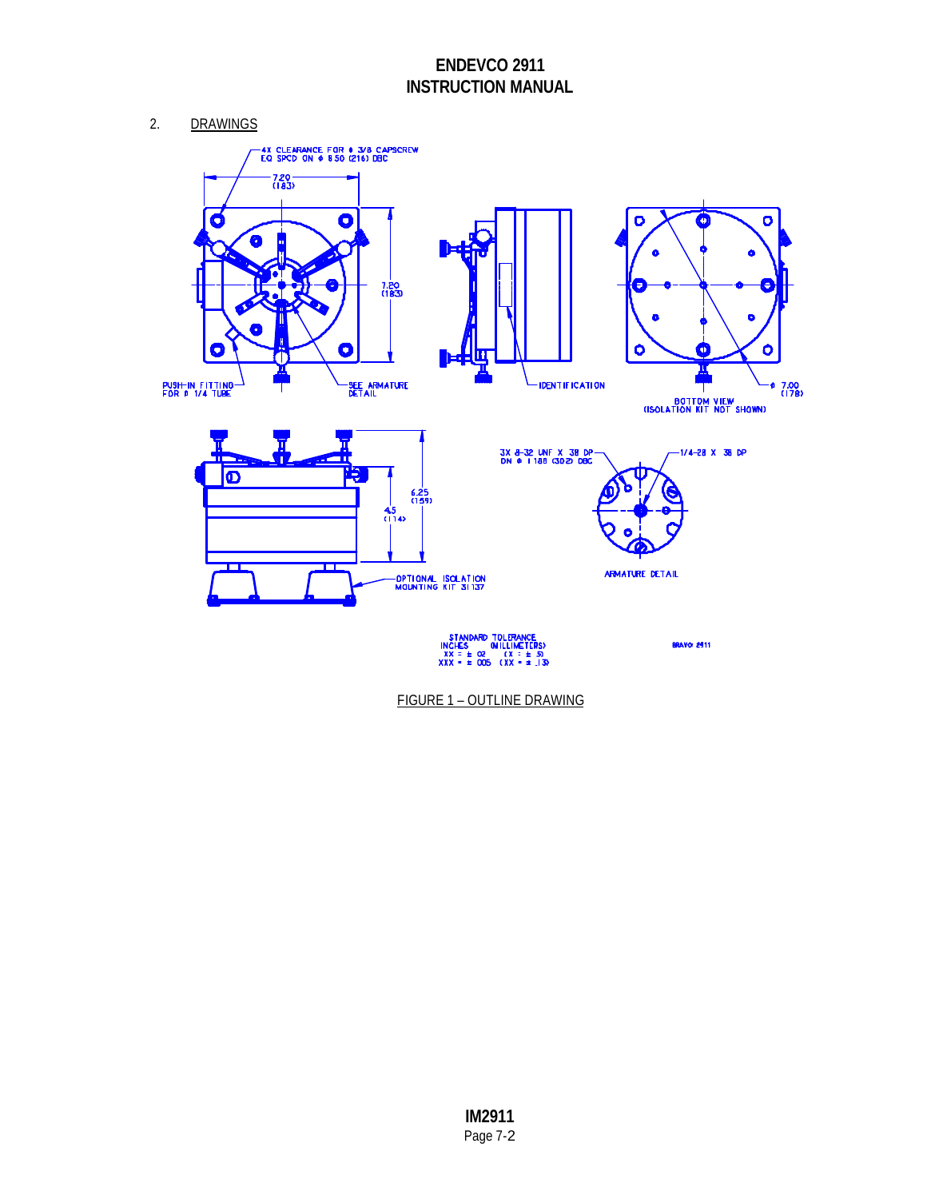## 2. DRAWINGS

4X CLEARANCE FOR ⌀ 3/8 CAPSCREW EQ SPCD ON ⌀ 8.50 (216) DBC

7.20 (183)

7.20 (183)

PUSH-IN FITTING FOR ⌀ 1/4 TUBE

SEE ARMATURE DETAIL

IDENTIFICATION

⌀ 7.00 (178)

BOTTOM VIEW (ISOLATION KIT NOT SHOWN)

6.25 (159)

4.5 (114)

OPTIONAL ISOLATION MOUNTING KIT 31137

3X 8-32 UNF X .38 DP ON ⌀ 1.188 (30.2) DBC

1/4-28 X .38 DP

ARMATURE DETAIL

STANDARD TOLERANCE
INCHES (MILLIMETERS)
XX = ± .02 (X = ± .5)
XXX = ± .005 (XX = ± .13)

BRAVO 2911

FIGURE 1 – OUTLINE DRAWING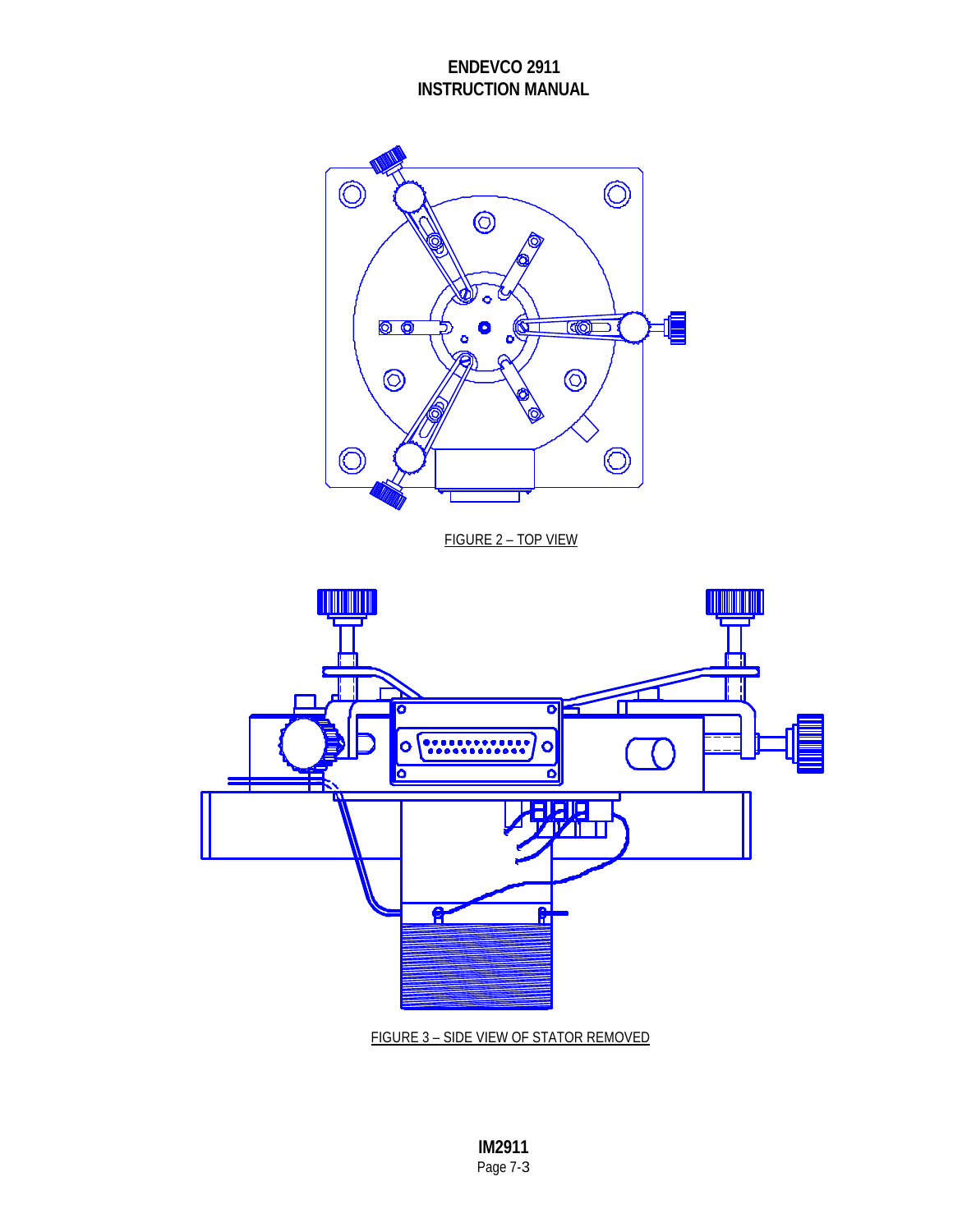FIGURE 2 – TOP VIEW

FIGURE 3 – SIDE VIEW OF STATOR REMOVED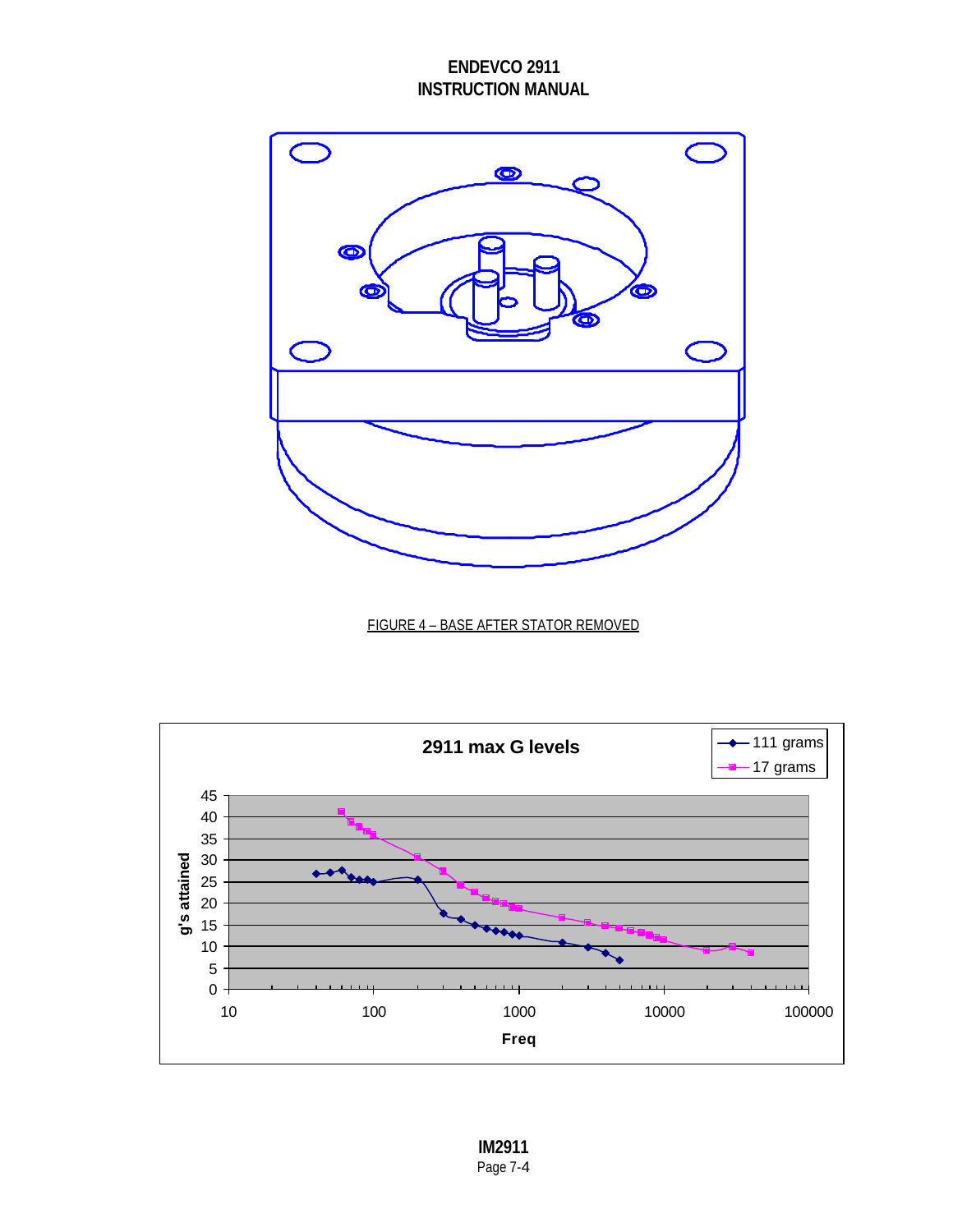FIGURE 4 – BASE AFTER STATOR REMOVED

2911 max G levels

111 grams
17 grams

g's attained

45
40
35
30
25
20
15
10
5
0

10
100
1000
10000
100000

Freq